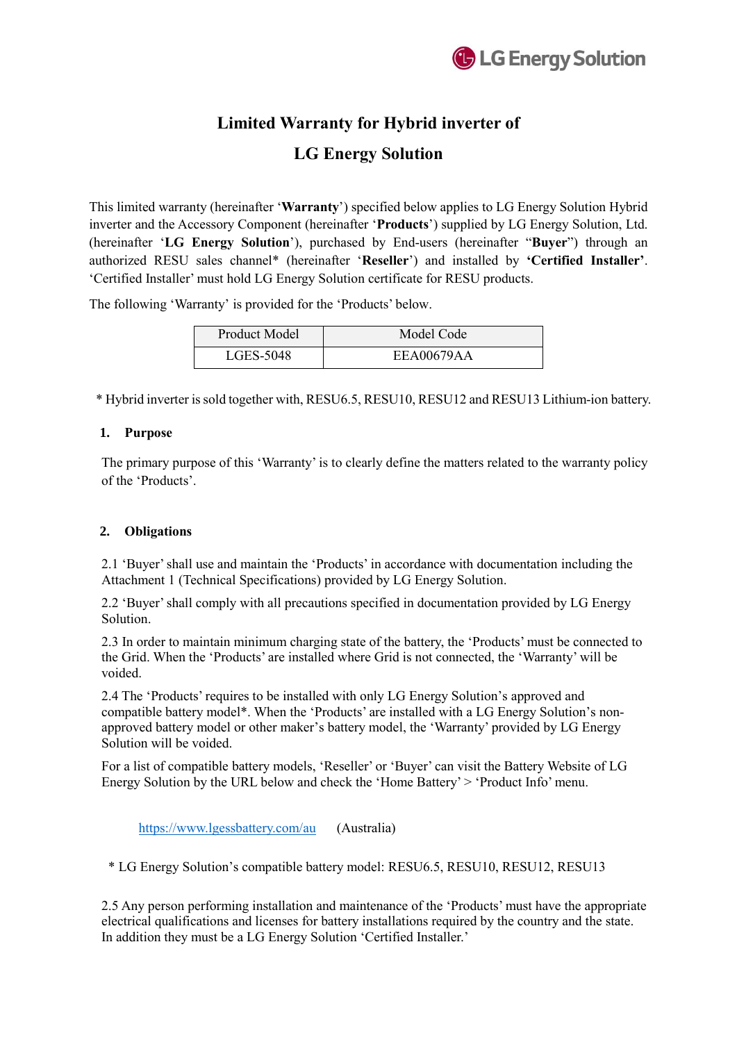# Limited Warranty for Hybrid inverter of LG Energy Solution

This limited warranty (hereinafter '**Warranty**') specified below applies to LG Energy Solution Hybrid inverter and the Accessory Component (hereinafter '**Products**') supplied by LG Energy Solution, Ltd. (hereinafter '**LG Energy Solution**'), purchased by End-users (hereinafter "**Buyer**") through an authorized RESU sales channel* (hereinafter '**Reseller**') and installed by **'Certified Installer'**. 'Certified Installer' must hold LG Energy Solution certificate for RESU products.

The following 'Warranty' is provided for the 'Products' below.

| Product Model | Model Code |
|---|---|
| LGES-5048 | EEA00679AA |

\* Hybrid inverter is sold together with, RESU6.5, RESU10, RESU12 and RESU13 Lithium-ion battery.

## 1. Purpose

The primary purpose of this 'Warranty' is to clearly define the matters related to the warranty policy of the 'Products'.

## 2. Obligations

2.1 'Buyer' shall use and maintain the 'Products' in accordance with documentation including the Attachment 1 (Technical Specifications) provided by LG Energy Solution.

2.2 'Buyer' shall comply with all precautions specified in documentation provided by LG Energy Solution.

2.3 In order to maintain minimum charging state of the battery, the 'Products' must be connected to the Grid. When the 'Products' are installed where Grid is not connected, the 'Warranty' will be voided.

2.4 The 'Products' requires to be installed with only LG Energy Solution's approved and compatible battery model*. When the 'Products' are installed with a LG Energy Solution's non-approved battery model or other maker's battery model, the 'Warranty' provided by LG Energy Solution will be voided.

For a list of compatible battery models, 'Reseller' or 'Buyer' can visit the Battery Website of LG Energy Solution by the URL below and check the 'Home Battery' > 'Product Info' menu.

https://www.lgessbattery.com/au (Australia)

\* LG Energy Solution's compatible battery model: RESU6.5, RESU10, RESU12, RESU13

2.5 Any person performing installation and maintenance of the 'Products' must have the appropriate electrical qualifications and licenses for battery installations required by the country and the state. In addition they must be a LG Energy Solution 'Certified Installer.'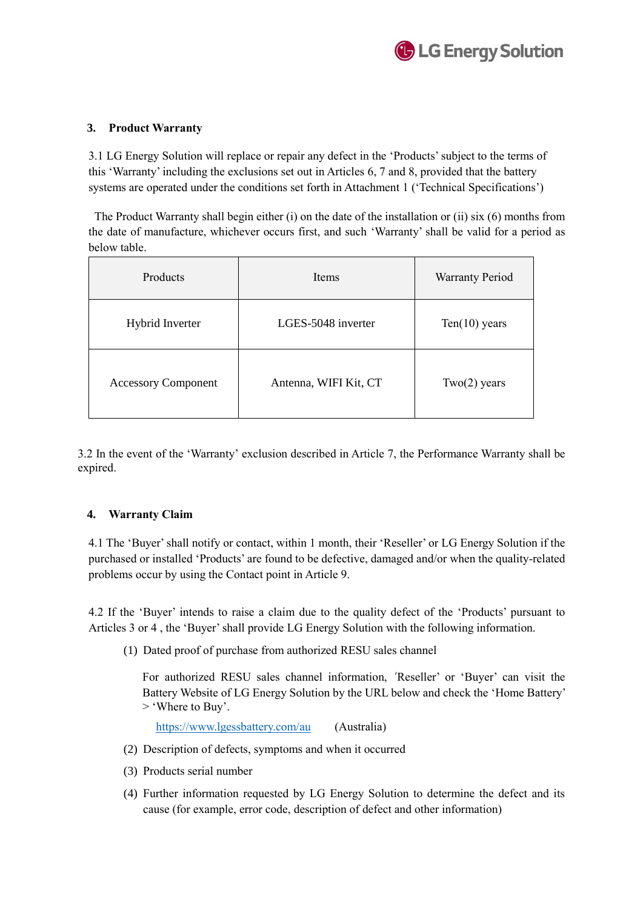## 3. Product Warranty

3.1 LG Energy Solution will replace or repair any defect in the 'Products' subject to the terms of this 'Warranty' including the exclusions set out in Articles 6, 7 and 8, provided that the battery systems are operated under the conditions set forth in Attachment 1 ('Technical Specifications')

The Product Warranty shall begin either (i) on the date of the installation or (ii) six (6) months from the date of manufacture, whichever occurs first, and such 'Warranty' shall be valid for a period as below table.

| Products | Items | Warranty Period |
|---|---|---|
| Hybrid Inverter | LGES-5048 inverter | Ten(10) years |
| Accessory Component | Antenna, WIFI Kit, CT | Two(2) years |

3.2 In the event of the 'Warranty' exclusion described in Article 7, the Performance Warranty shall be expired.

## 4. Warranty Claim

4.1 The 'Buyer' shall notify or contact, within 1 month, their 'Reseller' or LG Energy Solution if the purchased or installed 'Products' are found to be defective, damaged and/or when the quality-related problems occur by using the Contact point in Article 9.

4.2 If the 'Buyer' intends to raise a claim due to the quality defect of the 'Products' pursuant to Articles 3 or 4 , the 'Buyer' shall provide LG Energy Solution with the following information.

(1) Dated proof of purchase from authorized RESU sales channel

For authorized RESU sales channel information, 'Reseller' or 'Buyer' can visit the Battery Website of LG Energy Solution by the URL below and check the 'Home Battery' > 'Where to Buy'.

https://www.lgessbattery.com/au (Australia)

(2) Description of defects, symptoms and when it occurred

(3) Products serial number

(4) Further information requested by LG Energy Solution to determine the defect and its cause (for example, error code, description of defect and other information)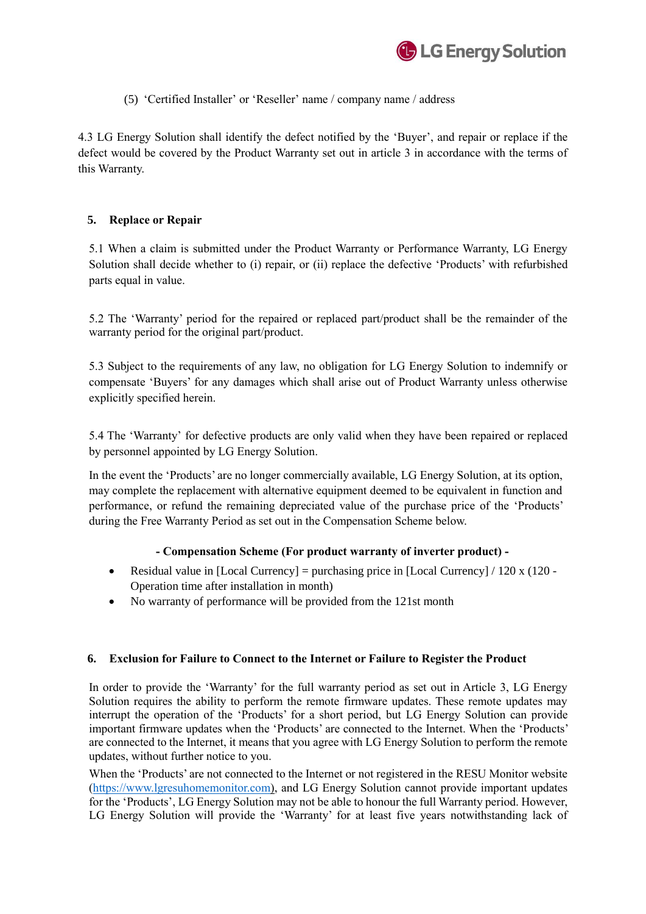(5) 'Certified Installer' or 'Reseller' name / company name / address

4.3 LG Energy Solution shall identify the defect notified by the 'Buyer', and repair or replace if the defect would be covered by the Product Warranty set out in article 3 in accordance with the terms of this Warranty.

## 5. Replace or Repair

5.1 When a claim is submitted under the Product Warranty or Performance Warranty, LG Energy Solution shall decide whether to (i) repair, or (ii) replace the defective 'Products' with refurbished parts equal in value.

5.2 The 'Warranty' period for the repaired or replaced part/product shall be the remainder of the warranty period for the original part/product.

5.3 Subject to the requirements of any law, no obligation for LG Energy Solution to indemnify or compensate 'Buyers' for any damages which shall arise out of Product Warranty unless otherwise explicitly specified herein.

5.4 The 'Warranty' for defective products are only valid when they have been repaired or replaced by personnel appointed by LG Energy Solution.

In the event the 'Products' are no longer commercially available, LG Energy Solution, at its option, may complete the replacement with alternative equipment deemed to be equivalent in function and performance, or refund the remaining depreciated value of the purchase price of the 'Products' during the Free Warranty Period as set out in the Compensation Scheme below.

**- Compensation Scheme (For product warranty of inverter product) -**

- Residual value in [Local Currency] = purchasing price in [Local Currency] / 120 x (120 - Operation time after installation in month)
- No warranty of performance will be provided from the 121st month

## 6. Exclusion for Failure to Connect to the Internet or Failure to Register the Product

In order to provide the 'Warranty' for the full warranty period as set out in Article 3, LG Energy Solution requires the ability to perform the remote firmware updates. These remote updates may interrupt the operation of the 'Products' for a short period, but LG Energy Solution can provide important firmware updates when the 'Products' are connected to the Internet. When the 'Products' are connected to the Internet, it means that you agree with LG Energy Solution to perform the remote updates, without further notice to you.

When the 'Products' are not connected to the Internet or not registered in the RESU Monitor website (https://www.lgresuhomemonitor.com), and LG Energy Solution cannot provide important updates for the 'Products', LG Energy Solution may not be able to honour the full Warranty period. However, LG Energy Solution will provide the 'Warranty' for at least five years notwithstanding lack of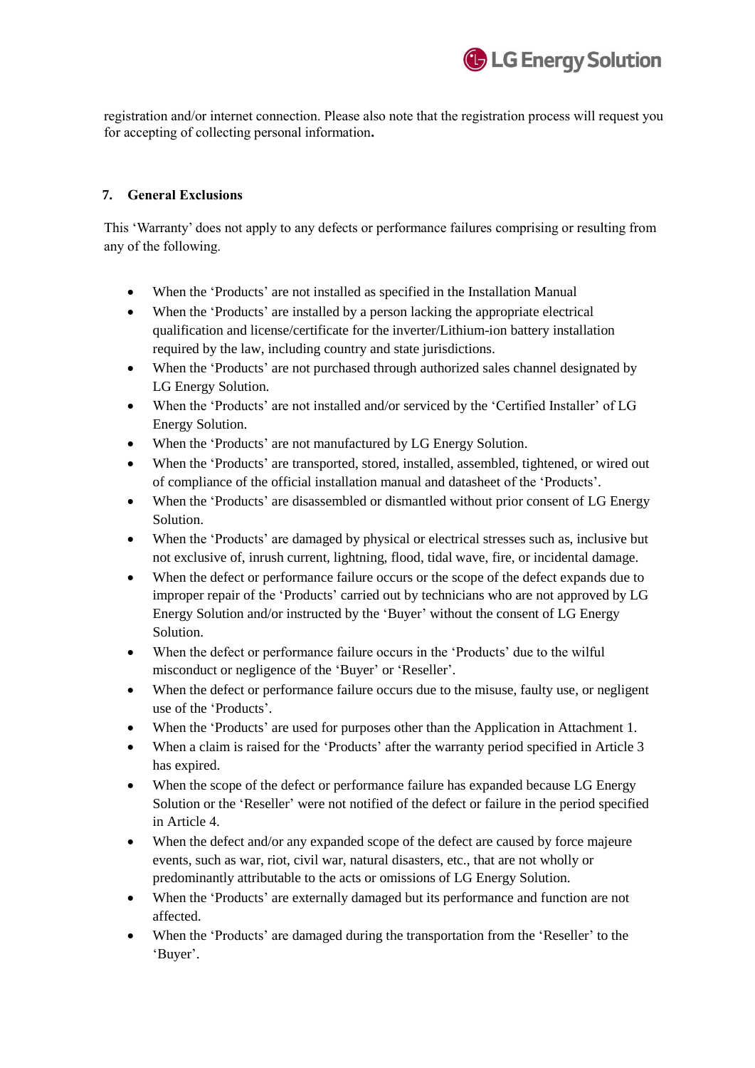registration and/or internet connection. Please also note that the registration process will request you for accepting of collecting personal information**.**

## 7. General Exclusions

This 'Warranty' does not apply to any defects or performance failures comprising or resulting from any of the following.

- When the 'Products' are not installed as specified in the Installation Manual
- When the 'Products' are installed by a person lacking the appropriate electrical qualification and license/certificate for the inverter/Lithium-ion battery installation required by the law, including country and state jurisdictions.
- When the 'Products' are not purchased through authorized sales channel designated by LG Energy Solution.
- When the 'Products' are not installed and/or serviced by the 'Certified Installer' of LG Energy Solution.
- When the 'Products' are not manufactured by LG Energy Solution.
- When the 'Products' are transported, stored, installed, assembled, tightened, or wired out of compliance of the official installation manual and datasheet of the 'Products'.
- When the 'Products' are disassembled or dismantled without prior consent of LG Energy Solution.
- When the 'Products' are damaged by physical or electrical stresses such as, inclusive but not exclusive of, inrush current, lightning, flood, tidal wave, fire, or incidental damage.
- When the defect or performance failure occurs or the scope of the defect expands due to improper repair of the 'Products' carried out by technicians who are not approved by LG Energy Solution and/or instructed by the 'Buyer' without the consent of LG Energy Solution.
- When the defect or performance failure occurs in the 'Products' due to the wilful misconduct or negligence of the 'Buyer' or 'Reseller'.
- When the defect or performance failure occurs due to the misuse, faulty use, or negligent use of the 'Products'.
- When the 'Products' are used for purposes other than the Application in Attachment 1.
- When a claim is raised for the 'Products' after the warranty period specified in Article 3 has expired.
- When the scope of the defect or performance failure has expanded because LG Energy Solution or the 'Reseller' were not notified of the defect or failure in the period specified in Article 4.
- When the defect and/or any expanded scope of the defect are caused by force majeure events, such as war, riot, civil war, natural disasters, etc., that are not wholly or predominantly attributable to the acts or omissions of LG Energy Solution.
- When the 'Products' are externally damaged but its performance and function are not affected.
- When the 'Products' are damaged during the transportation from the 'Reseller' to the 'Buyer'.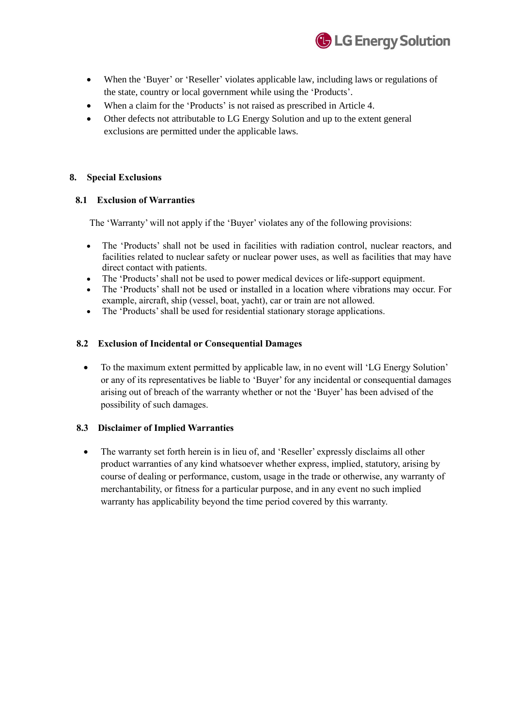- When the 'Buyer' or 'Reseller' violates applicable law, including laws or regulations of the state, country or local government while using the 'Products'.
- When a claim for the 'Products' is not raised as prescribed in Article 4.
- Other defects not attributable to LG Energy Solution and up to the extent general exclusions are permitted under the applicable laws.

## 8. Special Exclusions

### 8.1 Exclusion of Warranties

The 'Warranty' will not apply if the 'Buyer' violates any of the following provisions:

- The 'Products' shall not be used in facilities with radiation control, nuclear reactors, and facilities related to nuclear safety or nuclear power uses, as well as facilities that may have direct contact with patients.
- The 'Products' shall not be used to power medical devices or life-support equipment.
- The 'Products' shall not be used or installed in a location where vibrations may occur. For example, aircraft, ship (vessel, boat, yacht), car or train are not allowed.
- The 'Products' shall be used for residential stationary storage applications.

### 8.2 Exclusion of Incidental or Consequential Damages

- To the maximum extent permitted by applicable law, in no event will 'LG Energy Solution' or any of its representatives be liable to 'Buyer' for any incidental or consequential damages arising out of breach of the warranty whether or not the 'Buyer' has been advised of the possibility of such damages.

### 8.3 Disclaimer of Implied Warranties

- The warranty set forth herein is in lieu of, and 'Reseller' expressly disclaims all other product warranties of any kind whatsoever whether express, implied, statutory, arising by course of dealing or performance, custom, usage in the trade or otherwise, any warranty of merchantability, or fitness for a particular purpose, and in any event no such implied warranty has applicability beyond the time period covered by this warranty.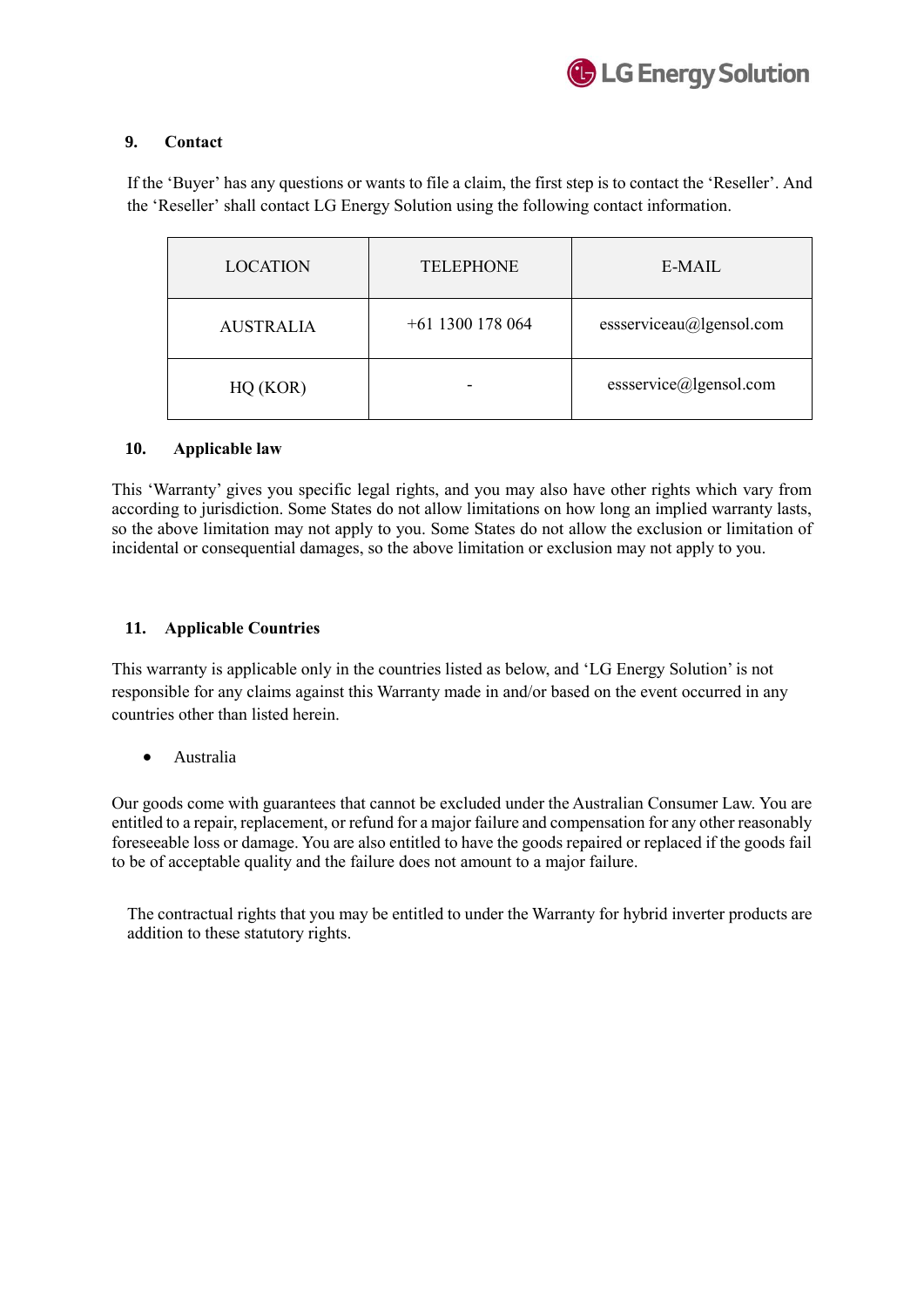## 9. Contact

If the 'Buyer' has any questions or wants to file a claim, the first step is to contact the 'Reseller'. And the 'Reseller' shall contact LG Energy Solution using the following contact information.

| LOCATION | TELEPHONE | E-MAIL |
|---|---|---|
| AUSTRALIA | +61 1300 178 064 | essserviceau@lgensol.com |
| HQ (KOR) | - | essservice@lgensol.com |

## 10. Applicable law

This 'Warranty' gives you specific legal rights, and you may also have other rights which vary from according to jurisdiction. Some States do not allow limitations on how long an implied warranty lasts, so the above limitation may not apply to you. Some States do not allow the exclusion or limitation of incidental or consequential damages, so the above limitation or exclusion may not apply to you.

## 11. Applicable Countries

This warranty is applicable only in the countries listed as below, and 'LG Energy Solution' is not responsible for any claims against this Warranty made in and/or based on the event occurred in any countries other than listed herein.

- Australia

Our goods come with guarantees that cannot be excluded under the Australian Consumer Law. You are entitled to a repair, replacement, or refund for a major failure and compensation for any other reasonably foreseeable loss or damage. You are also entitled to have the goods repaired or replaced if the goods fail to be of acceptable quality and the failure does not amount to a major failure.

The contractual rights that you may be entitled to under the Warranty for hybrid inverter products are addition to these statutory rights.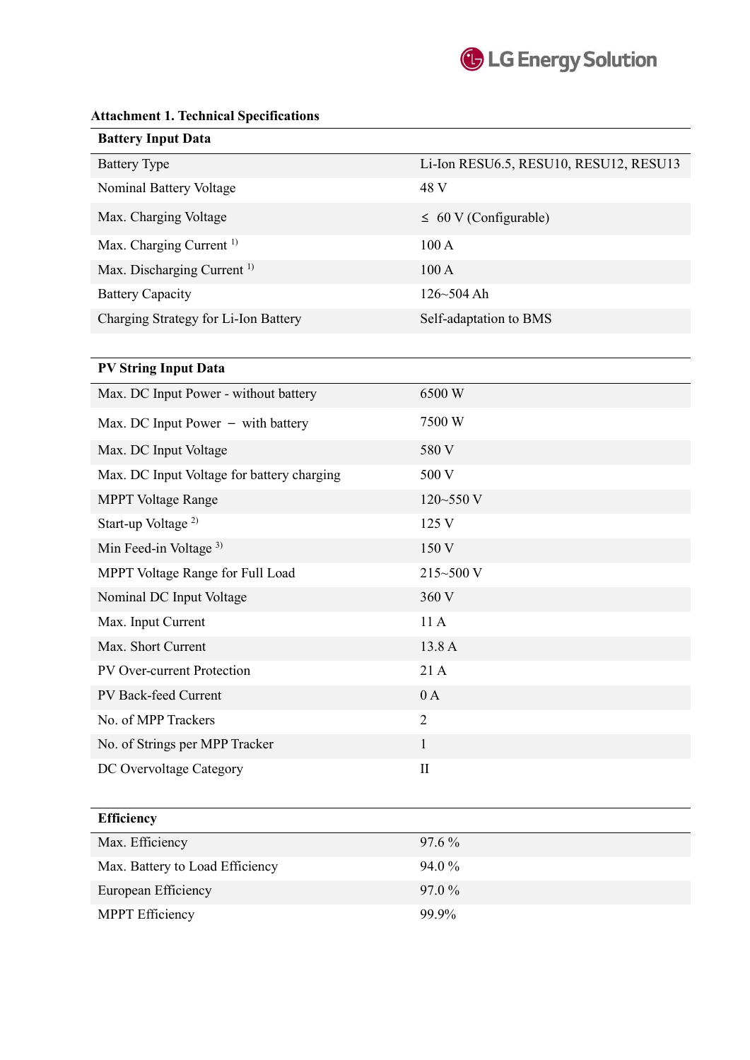**Attachment 1. Technical Specifications**

| Battery Input Data | |
|---|---|
| Battery Type | Li-Ion RESU6.5, RESU10, RESU12, RESU13 |
| Nominal Battery Voltage | 48 V |
| Max. Charging Voltage | ≤ 60 V (Configurable) |
| Max. Charging Current [1) | 100 A |
| Max. Discharging Current [1) | 100 A |
| Battery Capacity | 126~504 Ah |
| Charging Strategy for Li-Ion Battery | Self-adaptation to BMS |

| PV String Input Data | |
|---|---|
| Max. DC Input Power - without battery | 6500 W |
| Max. DC Input Power – with battery | 7500 W |
| Max. DC Input Voltage | 580 V |
| Max. DC Input Voltage for battery charging | 500 V |
| MPPT Voltage Range | 120~550 V |
| Start-up Voltage [2) | 125 V |
| Min Feed-in Voltage [3) | 150 V |
| MPPT Voltage Range for Full Load | 215~500 V |
| Nominal DC Input Voltage | 360 V |
| Max. Input Current | 11 A |
| Max. Short Current | 13.8 A |
| PV Over-current Protection | 21 A |
| PV Back-feed Current | 0 A |
| No. of MPP Trackers | 2 |
| No. of Strings per MPP Tracker | 1 |
| DC Overvoltage Category | II |

| Efficiency | |
|---|---|
| Max. Efficiency | 97.6 % |
| Max. Battery to Load Efficiency | 94.0 % |
| European Efficiency | 97.0 % |
| MPPT Efficiency | 99.9% |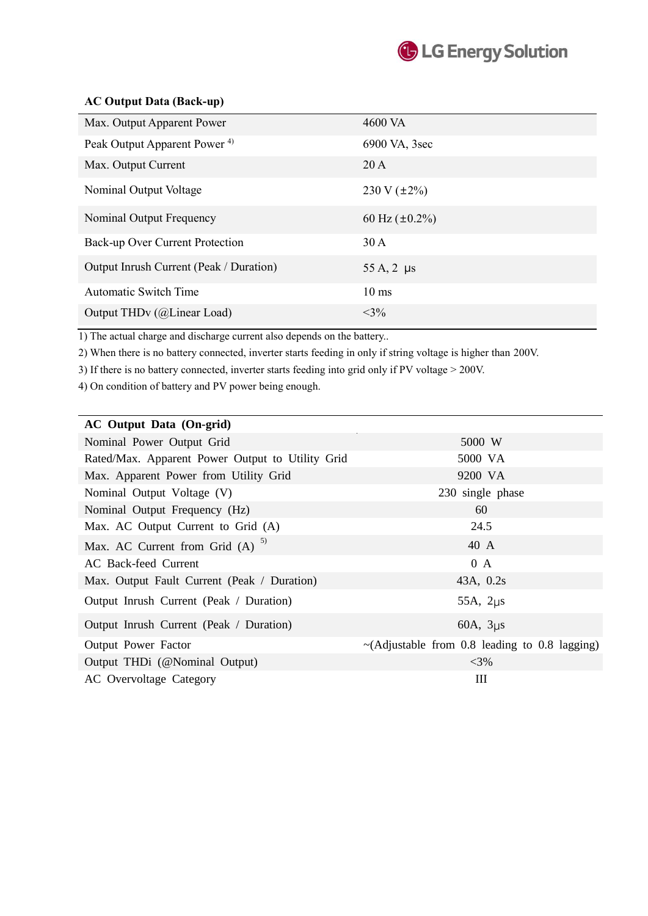| AC Output Data (Back-up) | |
|---|---|
| Max. Output Apparent Power | 4600 VA |
| Peak Output Apparent Power [4] | 6900 VA, 3sec |
| Max. Output Current | 20 A |
| Nominal Output Voltage | 230 V (±2%) |
| Nominal Output Frequency | 60 Hz (±0.2%) |
| Back-up Over Current Protection | 30 A |
| Output Inrush Current (Peak / Duration) | 55 A, 2 μs |
| Automatic Switch Time | 10 ms |
| Output THDv (@Linear Load) | <3% |

1) The actual charge and discharge current also depends on the battery..

2) When there is no battery connected, inverter starts feeding in only if string voltage is higher than 200V.

3) If there is no battery connected, inverter starts feeding into grid only if PV voltage > 200V.

4) On condition of battery and PV power being enough.

| AC Output Data (On-grid) | |
|---|---|
| Nominal Power Output Grid | 5000 W |
| Rated/Max. Apparent Power Output to Utility Grid | 5000 VA |
| Max. Apparent Power from Utility Grid | 9200 VA |
| Nominal Output Voltage (V) | 230 single phase |
| Nominal Output Frequency (Hz) | 60 |
| Max. AC Output Current to Grid (A) | 24.5 |
| Max. AC Current from Grid (A) [5] | 40 A |
| AC Back-feed Current | 0 A |
| Max. Output Fault Current (Peak / Duration) | 43A, 0.2s |
| Output Inrush Current (Peak / Duration) | 55A, 2μs |
| Output Inrush Current (Peak / Duration) | 60A, 3μs |
| Output Power Factor | ~(Adjustable from 0.8 leading to 0.8 lagging) |
| Output THDi (@Nominal Output) | <3% |
| AC Overvoltage Category | III |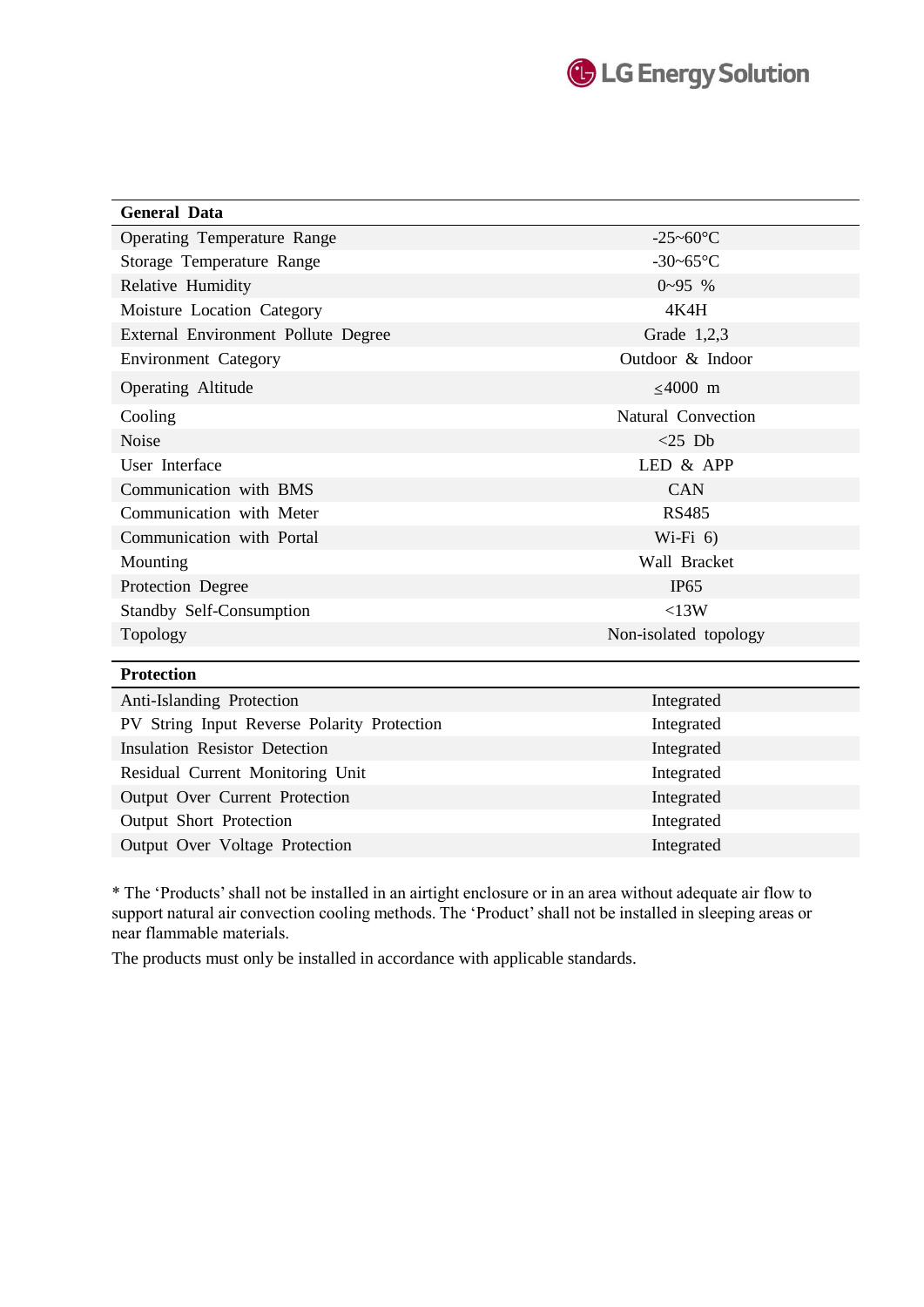| General Data | |
|---|---|
| Operating Temperature Range | -25~60°C |
| Storage Temperature Range | -30~65°C |
| Relative Humidity | 0~95 % |
| Moisture Location Category | 4K4H |
| External Environment Pollute Degree | Grade 1,2,3 |
| Environment Category | Outdoor & Indoor |
| Operating Altitude | ≤4000 m |
| Cooling | Natural Convection |
| Noise | <25 Db |
| User Interface | LED & APP |
| Communication with BMS | CAN |
| Communication with Meter | RS485 |
| Communication with Portal | Wi-Fi 6) |
| Mounting | Wall Bracket |
| Protection Degree | IP65 |
| Standby Self-Consumption | <13W |
| Topology | Non-isolated topology |

| Protection | |
|---|---|
| Anti-Islanding Protection | Integrated |
| PV String Input Reverse Polarity Protection | Integrated |
| Insulation Resistor Detection | Integrated |
| Residual Current Monitoring Unit | Integrated |
| Output Over Current Protection | Integrated |
| Output Short Protection | Integrated |
| Output Over Voltage Protection | Integrated |

* The 'Products' shall not be installed in an airtight enclosure or in an area without adequate air flow to support natural air convection cooling methods. The 'Product' shall not be installed in sleeping areas or near flammable materials.

The products must only be installed in accordance with applicable standards.